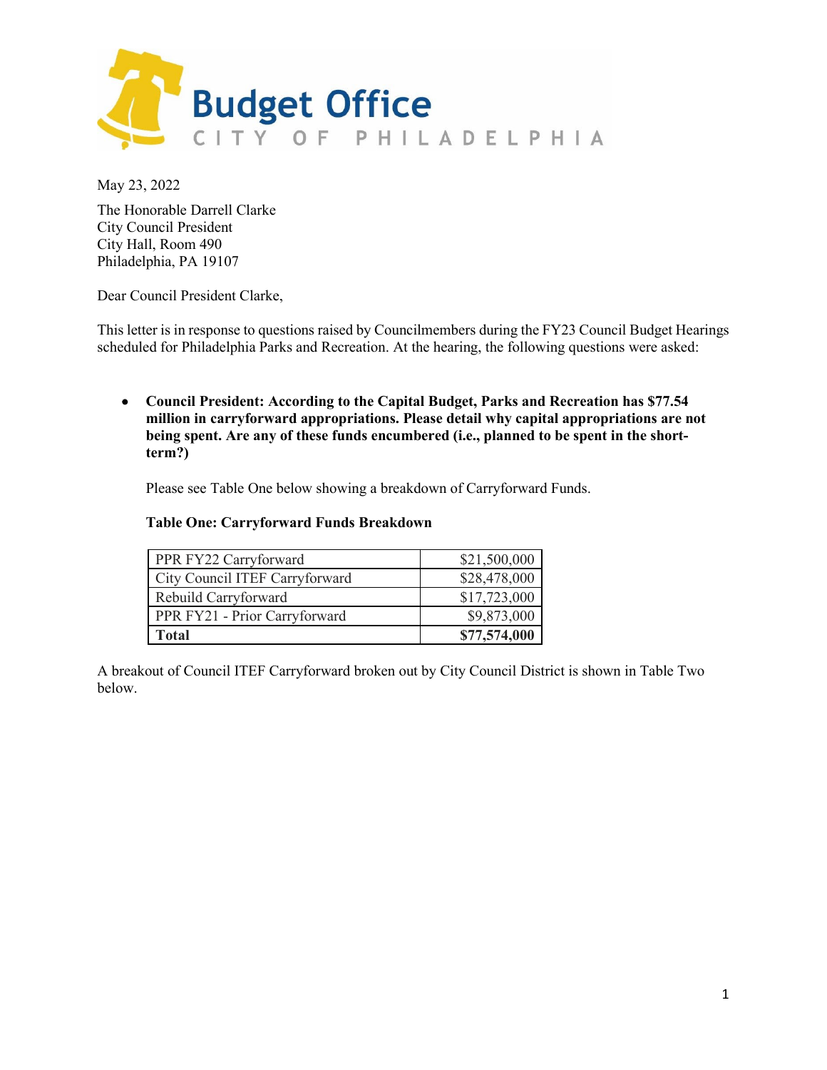# Budget Office
CITY OF PHILADELPHIA

May 23, 2022

The Honorable Darrell Clarke
City Council President
City Hall, Room 490
Philadelphia, PA 19107

Dear Council President Clarke,

This letter is in response to questions raised by Councilmembers during the FY23 Council Budget Hearings scheduled for Philadelphia Parks and Recreation. At the hearing, the following questions were asked:

- **Council President: According to the Capital Budget, Parks and Recreation has $77.54 million in carryforward appropriations. Please detail why capital appropriations are not being spent. Are any of these funds encumbered (i.e., planned to be spent in the short-term?)**

  Please see Table One below showing a breakdown of Carryforward Funds.

  **Table One: Carryforward Funds Breakdown**

| | |
|---|---|
| PPR FY22 Carryforward | $21,500,000 |
| City Council ITEF Carryforward | $28,478,000 |
| Rebuild Carryforward | $17,723,000 |
| PPR FY21 - Prior Carryforward | $9,873,000 |
| **Total** | **$77,574,000** |

A breakout of Council ITEF Carryforward broken out by City Council District is shown in Table Two below.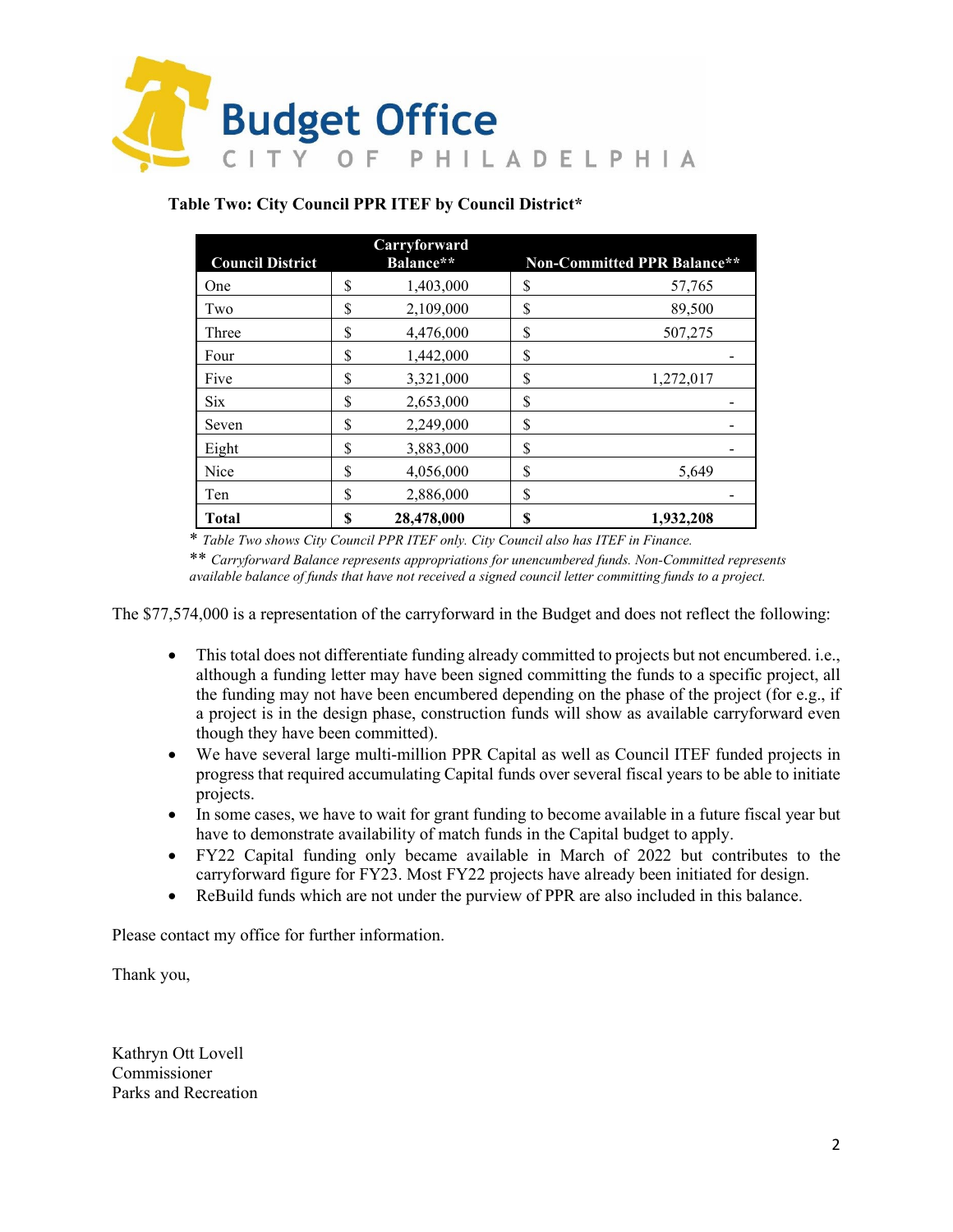**Budget Office**
CITY OF PHILADELPHIA

**Table Two: City Council PPR ITEF by Council District***

| Council District | Carryforward Balance** | Non-Committed PPR Balance** |
|---|---|---|
| One | $ 1,403,000 | $ 57,765 |
| Two | $ 2,109,000 | $ 89,500 |
| Three | $ 4,476,000 | $ 507,275 |
| Four | $ 1,442,000 | $ - |
| Five | $ 3,321,000 | $ 1,272,017 |
| Six | $ 2,653,000 | $ - |
| Seven | $ 2,249,000 | $ - |
| Eight | $ 3,883,000 | $ - |
| Nice | $ 4,056,000 | $ 5,649 |
| Ten | $ 2,886,000 | $ - |
| **Total** | **$ 28,478,000** | **$ 1,932,208** |

\* *Table Two shows City Council PPR ITEF only. City Council also has ITEF in Finance.*

\*\* *Carryforward Balance represents appropriations for unencumbered funds. Non-Committed represents available balance of funds that have not received a signed council letter committing funds to a project.*

The $77,574,000 is a representation of the carryforward in the Budget and does not reflect the following:

- This total does not differentiate funding already committed to projects but not encumbered. i.e., although a funding letter may have been signed committing the funds to a specific project, all the funding may not have been encumbered depending on the phase of the project (for e.g., if a project is in the design phase, construction funds will show as available carryforward even though they have been committed).
- We have several large multi-million PPR Capital as well as Council ITEF funded projects in progress that required accumulating Capital funds over several fiscal years to be able to initiate projects.
- In some cases, we have to wait for grant funding to become available in a future fiscal year but have to demonstrate availability of match funds in the Capital budget to apply.
- FY22 Capital funding only became available in March of 2022 but contributes to the carryforward figure for FY23. Most FY22 projects have already been initiated for design.
- ReBuild funds which are not under the purview of PPR are also included in this balance.

Please contact my office for further information.

Thank you,

Kathryn Ott Lovell
Commissioner
Parks and Recreation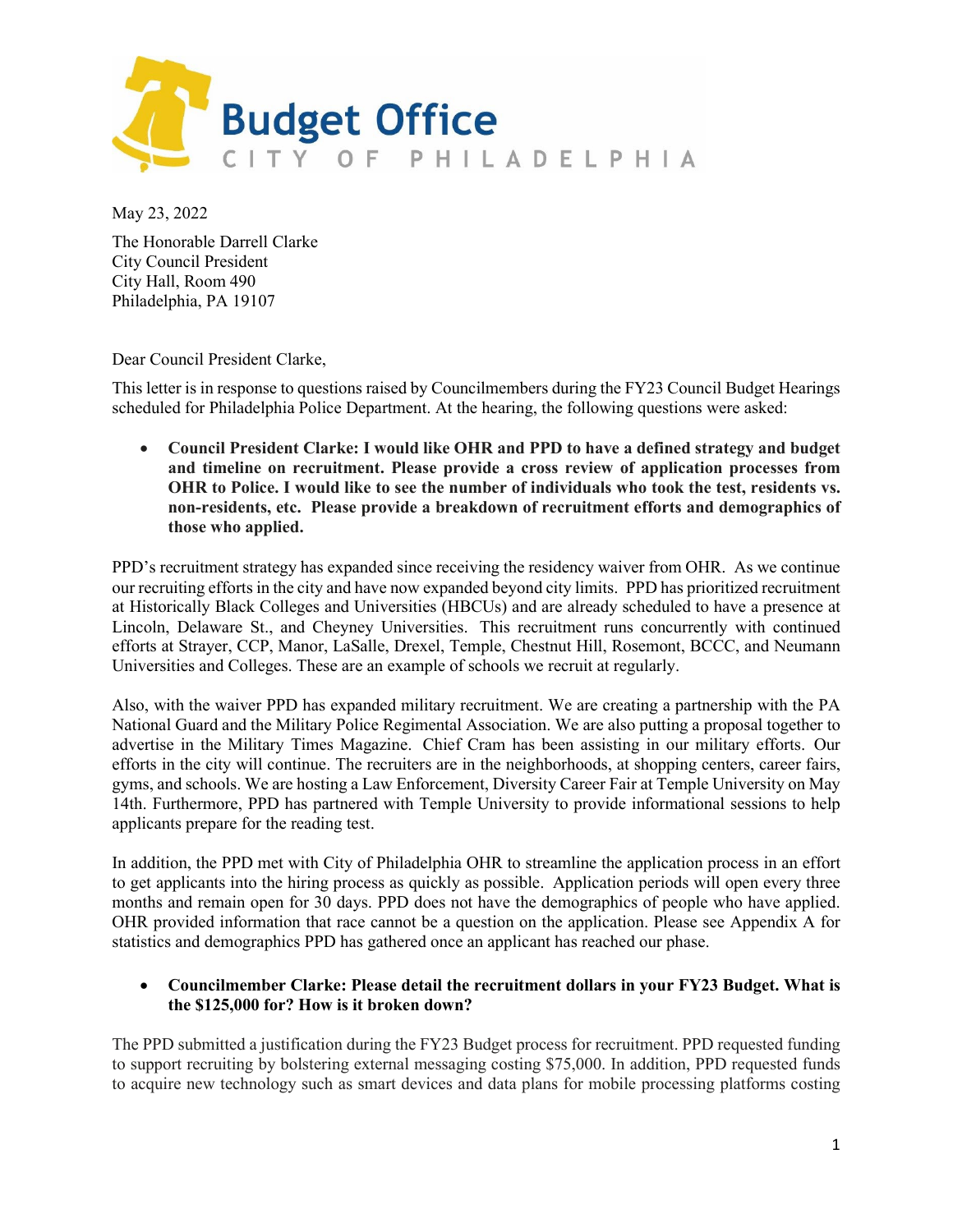# Budget Office

CITY OF PHILADELPHIA

May 23, 2022

The Honorable Darrell Clarke
City Council President
City Hall, Room 490
Philadelphia, PA 19107

Dear Council President Clarke,

This letter is in response to questions raised by Councilmembers during the FY23 Council Budget Hearings scheduled for Philadelphia Police Department. At the hearing, the following questions were asked:

- **Council President Clarke: I would like OHR and PPD to have a defined strategy and budget and timeline on recruitment. Please provide a cross review of application processes from OHR to Police. I would like to see the number of individuals who took the test, residents vs. non-residents, etc. Please provide a breakdown of recruitment efforts and demographics of those who applied.**

PPD's recruitment strategy has expanded since receiving the residency waiver from OHR. As we continue our recruiting efforts in the city and have now expanded beyond city limits. PPD has prioritized recruitment at Historically Black Colleges and Universities (HBCUs) and are already scheduled to have a presence at Lincoln, Delaware St., and Cheyney Universities. This recruitment runs concurrently with continued efforts at Strayer, CCP, Manor, LaSalle, Drexel, Temple, Chestnut Hill, Rosemont, BCCC, and Neumann Universities and Colleges. These are an example of schools we recruit at regularly.

Also, with the waiver PPD has expanded military recruitment. We are creating a partnership with the PA National Guard and the Military Police Regimental Association. We are also putting a proposal together to advertise in the Military Times Magazine. Chief Cram has been assisting in our military efforts. Our efforts in the city will continue. The recruiters are in the neighborhoods, at shopping centers, career fairs, gyms, and schools. We are hosting a Law Enforcement, Diversity Career Fair at Temple University on May 14th. Furthermore, PPD has partnered with Temple University to provide informational sessions to help applicants prepare for the reading test.

In addition, the PPD met with City of Philadelphia OHR to streamline the application process in an effort to get applicants into the hiring process as quickly as possible. Application periods will open every three months and remain open for 30 days. PPD does not have the demographics of people who have applied. OHR provided information that race cannot be a question on the application. Please see Appendix A for statistics and demographics PPD has gathered once an applicant has reached our phase.

- **Councilmember Clarke: Please detail the recruitment dollars in your FY23 Budget. What is the $125,000 for? How is it broken down?**

The PPD submitted a justification during the FY23 Budget process for recruitment. PPD requested funding to support recruiting by bolstering external messaging costing $75,000. In addition, PPD requested funds to acquire new technology such as smart devices and data plans for mobile processing platforms costing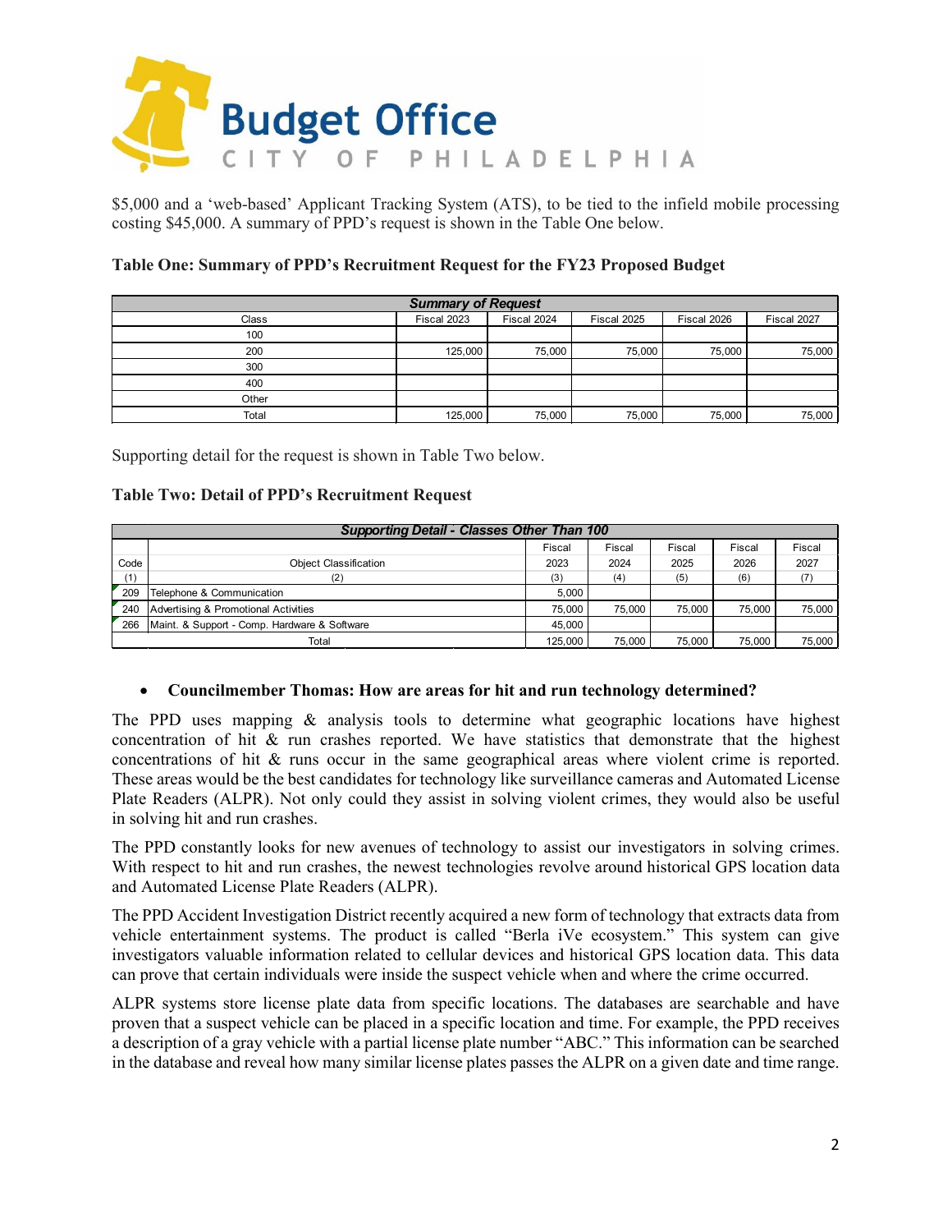$5,000 and a 'web-based' Applicant Tracking System (ATS), to be tied to the infield mobile processing costing $45,000. A summary of PPD's request is shown in the Table One below.

**Table One: Summary of PPD's Recruitment Request for the FY23 Proposed Budget**

| ***Summary of Request*** | | | | | |
|---|---|---|---|---|---|
| Class | Fiscal 2023 | Fiscal 2024 | Fiscal 2025 | Fiscal 2026 | Fiscal 2027 |
| 100 | | | | | |
| 200 | 125,000 | 75,000 | 75,000 | 75,000 | 75,000 |
| 300 | | | | | |
| 400 | | | | | |
| Other | | | | | |
| Total | 125,000 | 75,000 | 75,000 | 75,000 | 75,000 |

Supporting detail for the request is shown in Table Two below.

**Table Two: Detail of PPD's Recruitment Request**

| ***Supporting Detail - Classes Other Than 100*** | | | | | | |
|---|---|---|---|---|---|---|
| | | Fiscal | Fiscal | Fiscal | Fiscal | Fiscal |
| Code | Object Classification | 2023 | 2024 | 2025 | 2026 | 2027 |
| (1) | (2) | (3) | (4) | (5) | (6) | (7) |
| 209 | Telephone & Communication | 5,000 | | | | |
| 240 | Advertising & Promotional Activities | 75,000 | 75,000 | 75,000 | 75,000 | 75,000 |
| 266 | Maint. & Support - Comp. Hardware & Software | 45,000 | | | | |
| | Total | 125,000 | 75,000 | 75,000 | 75,000 | 75,000 |

- **Councilmember Thomas: How are areas for hit and run technology determined?**

The PPD uses mapping & analysis tools to determine what geographic locations have highest concentration of hit & run crashes reported. We have statistics that demonstrate that the highest concentrations of hit & runs occur in the same geographical areas where violent crime is reported. These areas would be the best candidates for technology like surveillance cameras and Automated License Plate Readers (ALPR). Not only could they assist in solving violent crimes, they would also be useful in solving hit and run crashes.

The PPD constantly looks for new avenues of technology to assist our investigators in solving crimes. With respect to hit and run crashes, the newest technologies revolve around historical GPS location data and Automated License Plate Readers (ALPR).

The PPD Accident Investigation District recently acquired a new form of technology that extracts data from vehicle entertainment systems. The product is called "Berla iVe ecosystem." This system can give investigators valuable information related to cellular devices and historical GPS location data. This data can prove that certain individuals were inside the suspect vehicle when and where the crime occurred.

ALPR systems store license plate data from specific locations. The databases are searchable and have proven that a suspect vehicle can be placed in a specific location and time. For example, the PPD receives a description of a gray vehicle with a partial license plate number "ABC." This information can be searched in the database and reveal how many similar license plates passes the ALPR on a given date and time range.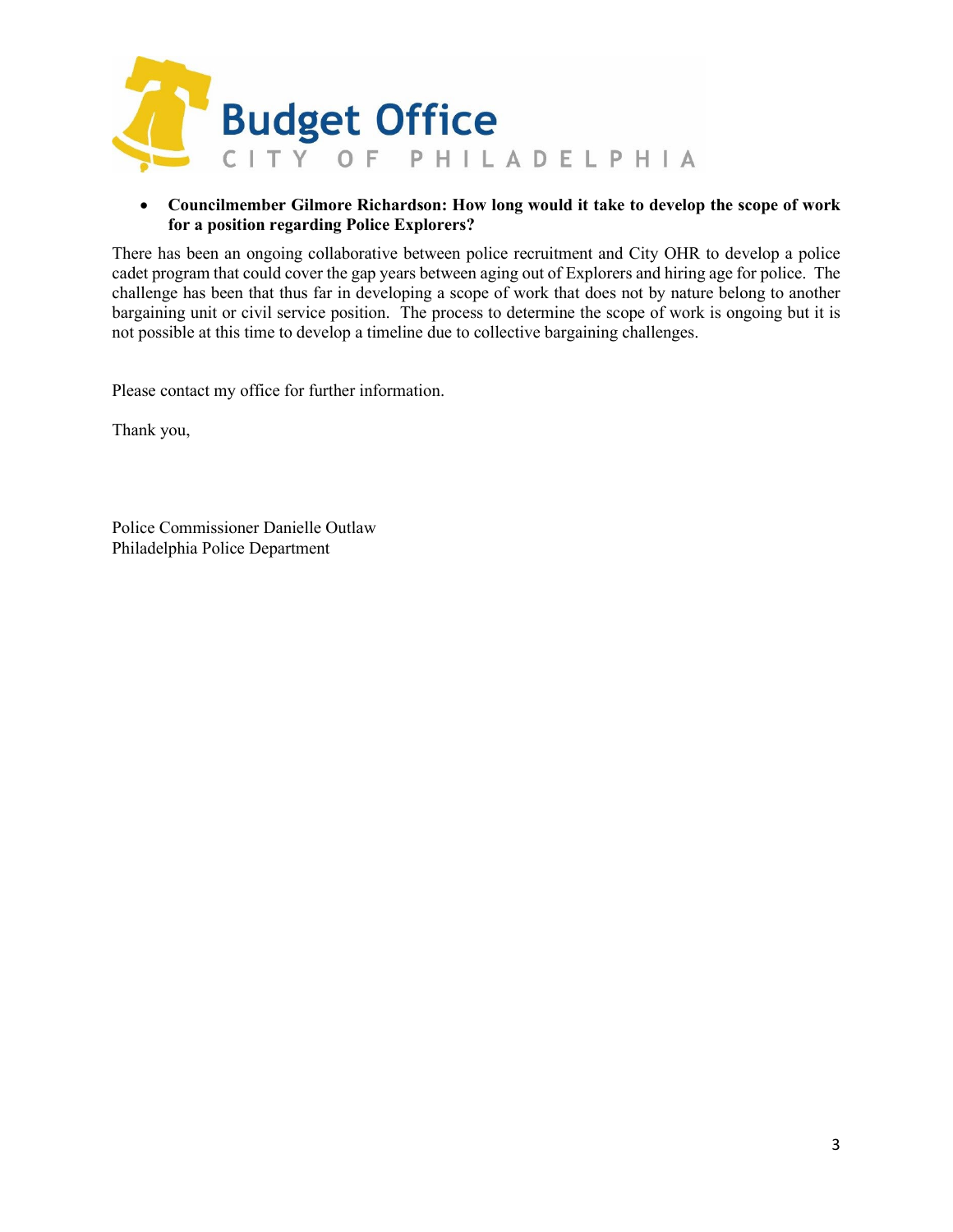- **Councilmember Gilmore Richardson: How long would it take to develop the scope of work for a position regarding Police Explorers?**

There has been an ongoing collaborative between police recruitment and City OHR to develop a police cadet program that could cover the gap years between aging out of Explorers and hiring age for police. The challenge has been that thus far in developing a scope of work that does not by nature belong to another bargaining unit or civil service position. The process to determine the scope of work is ongoing but it is not possible at this time to develop a timeline due to collective bargaining challenges.

Please contact my office for further information.

Thank you,

Police Commissioner Danielle Outlaw
Philadelphia Police Department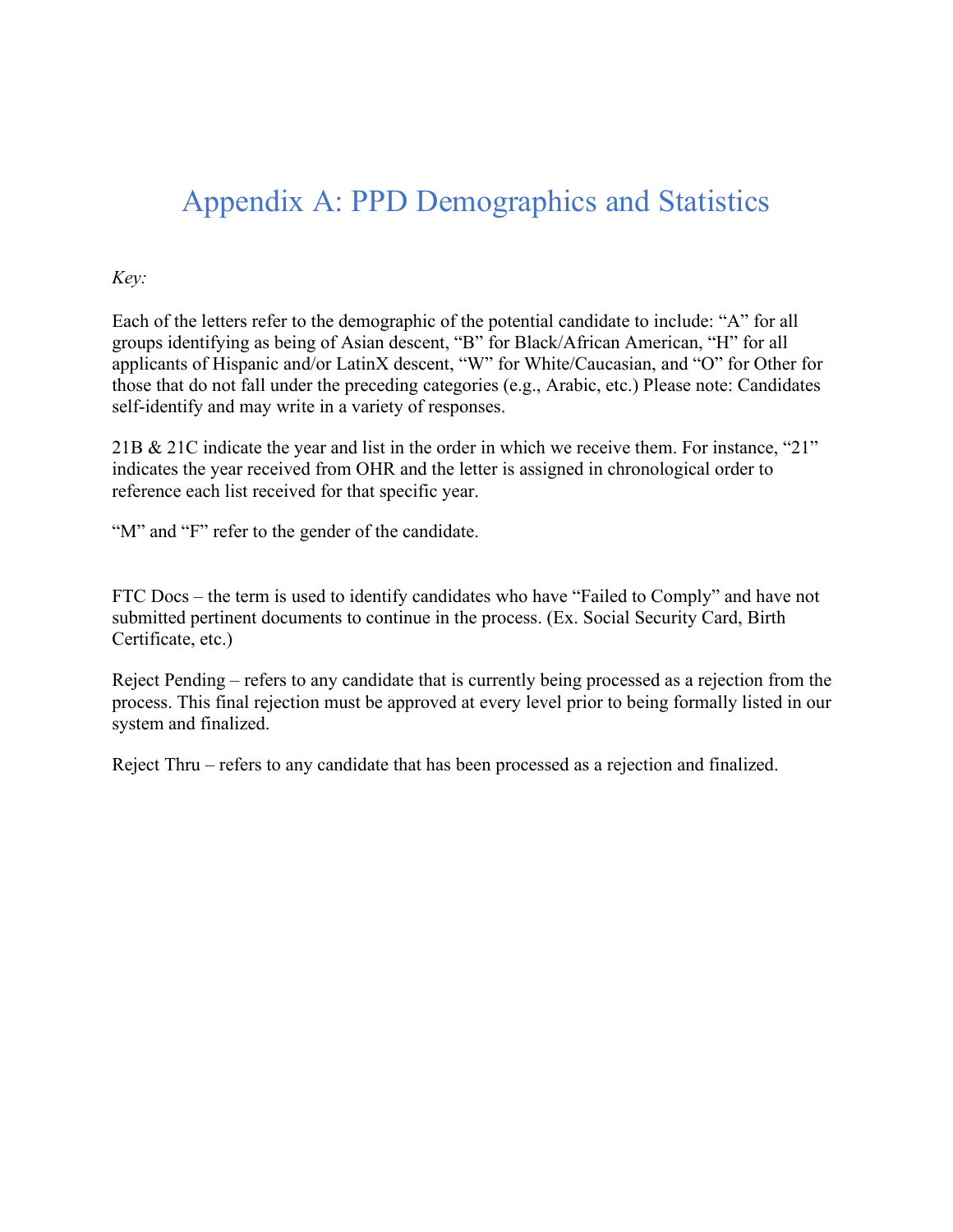# Appendix A: PPD Demographics and Statistics

*Key:*

Each of the letters refer to the demographic of the potential candidate to include: "A" for all groups identifying as being of Asian descent, "B" for Black/African American, "H" for all applicants of Hispanic and/or LatinX descent, "W" for White/Caucasian, and "O" for Other for those that do not fall under the preceding categories (e.g., Arabic, etc.) Please note: Candidates self-identify and may write in a variety of responses.

21B & 21C indicate the year and list in the order in which we receive them. For instance, "21" indicates the year received from OHR and the letter is assigned in chronological order to reference each list received for that specific year.

"M" and "F" refer to the gender of the candidate.

FTC Docs – the term is used to identify candidates who have "Failed to Comply" and have not submitted pertinent documents to continue in the process. (Ex. Social Security Card, Birth Certificate, etc.)

Reject Pending – refers to any candidate that is currently being processed as a rejection from the process. This final rejection must be approved at every level prior to being formally listed in our system and finalized.

Reject Thru – refers to any candidate that has been processed as a rejection and finalized.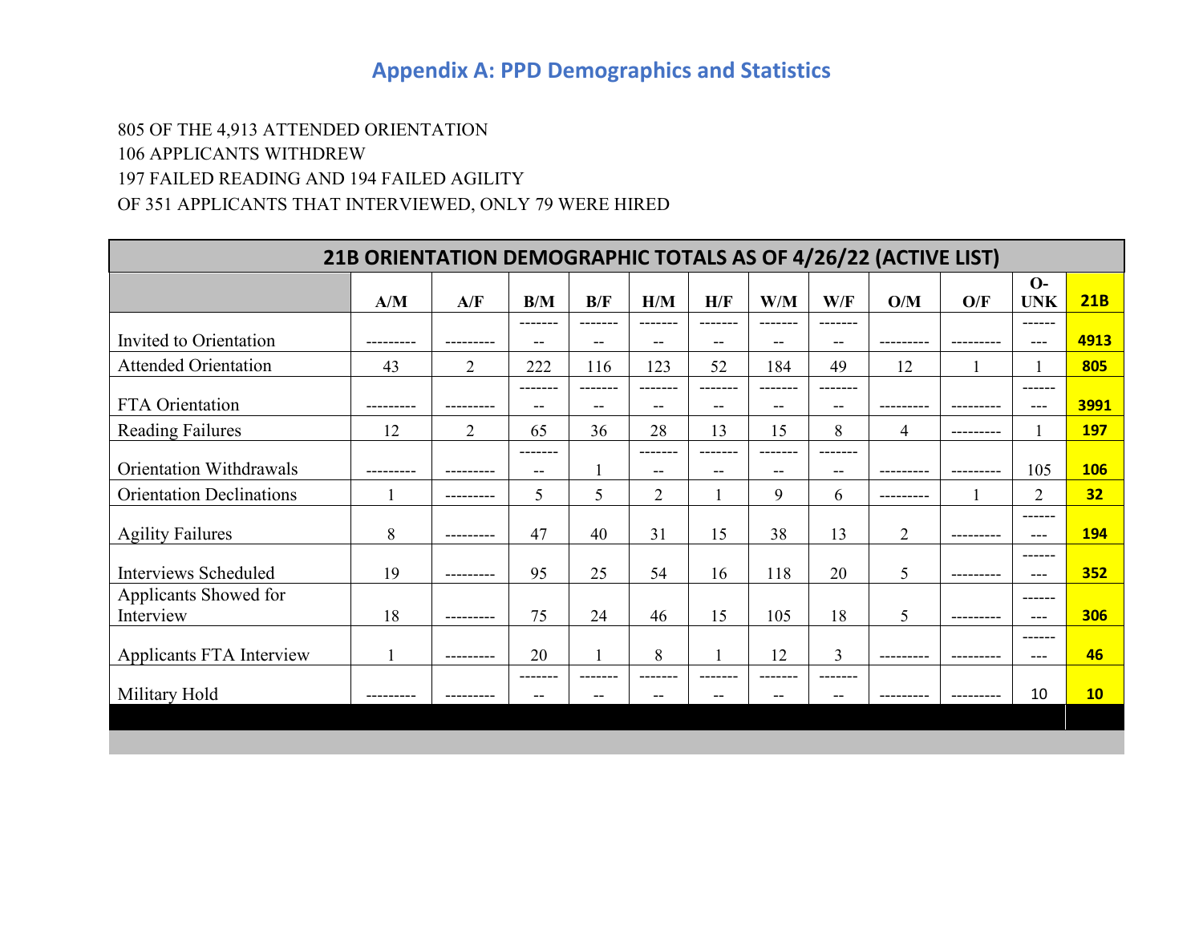## Appendix A: PPD Demographics and Statistics

805 OF THE 4,913 ATTENDED ORIENTATION
106 APPLICANTS WITHDREW
197 FAILED READING AND 194 FAILED AGILITY
OF 351 APPLICANTS THAT INTERVIEWED, ONLY 79 WERE HIRED

| 21B ORIENTATION DEMOGRAPHIC TOTALS AS OF 4/26/22 (ACTIVE LIST) | | | | | | | | | | | | |
|---|---|---|---|---|---|---|---|---|---|---|---|---|
| | A/M | A/F | B/M | B/F | H/M | H/F | W/M | W/F | O/M | O/F | O-UNK | 21B |
| Invited to Orientation | --------- | --------- | --------- | --------- | --------- | --------- | --------- | --------- | --------- | --------- | --------- | 4913 |
| Attended Orientation | 43 | 2 | 222 | 116 | 123 | 52 | 184 | 49 | 12 | 1 | 1 | 805 |
| FTA Orientation | --------- | --------- | --------- | --------- | --------- | --------- | --------- | --------- | --------- | --------- | --------- | 3991 |
| Reading Failures | 12 | 2 | 65 | 36 | 28 | 13 | 15 | 8 | 4 | --------- | 1 | 197 |
| Orientation Withdrawals | --------- | --------- | --------- | 1 | --------- | --------- | --------- | --------- | --------- | --------- | 105 | 106 |
| Orientation Declinations | 1 | --------- | 5 | 5 | 2 | 1 | 9 | 6 | --------- | 1 | 2 | 32 |
| Agility Failures | 8 | --------- | 47 | 40 | 31 | 15 | 38 | 13 | 2 | --------- | --------- | 194 |
| Interviews Scheduled | 19 | --------- | 95 | 25 | 54 | 16 | 118 | 20 | 5 | --------- | --------- | 352 |
| Applicants Showed for Interview | 18 | --------- | 75 | 24 | 46 | 15 | 105 | 18 | 5 | --------- | --------- | 306 |
| Applicants FTA Interview | 1 | --------- | 20 | 1 | 8 | 1 | 12 | 3 | --------- | --------- | --------- | 46 |
| Military Hold | --------- | --------- | --------- | --------- | --------- | --------- | --------- | --------- | --------- | --------- | 10 | 10 |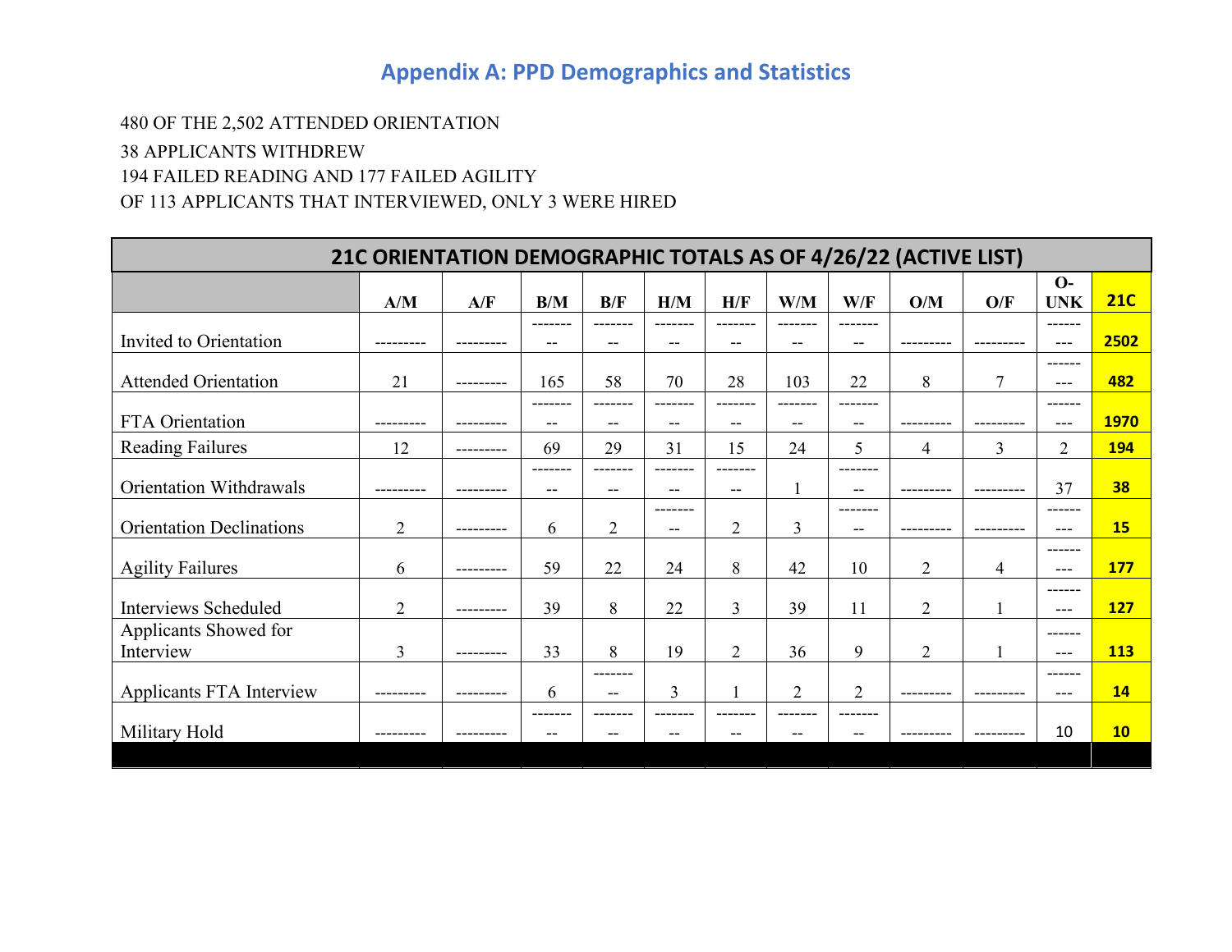# Appendix A: PPD Demographics and Statistics

480 OF THE 2,502 ATTENDED ORIENTATION

38 APPLICANTS WITHDREW

194 FAILED READING AND 177 FAILED AGILITY

OF 113 APPLICANTS THAT INTERVIEWED, ONLY 3 WERE HIRED

| 21C ORIENTATION DEMOGRAPHIC TOTALS AS OF 4/26/22 (ACTIVE LIST) | | | | | | | | | | | | |
|---|---|---|---|---|---|---|---|---|---|---|---|---|
| | A/M | A/F | B/M | B/F | H/M | H/F | W/M | W/F | O/M | O/F | O-UNK | 21C |
| Invited to Orientation | --------- | --------- | --------- | --------- | --------- | --------- | --------- | --------- | --------- | --------- | --------- | 2502 |
| Attended Orientation | 21 | --------- | 165 | 58 | 70 | 28 | 103 | 22 | 8 | 7 | --------- | 482 |
| FTA Orientation | --------- | --------- | --------- | --------- | --------- | --------- | --------- | --------- | --------- | --------- | --------- | 1970 |
| Reading Failures | 12 | --------- | 69 | 29 | 31 | 15 | 24 | 5 | 4 | 3 | 2 | 194 |
| Orientation Withdrawals | --------- | --------- | --------- | --------- | --------- | --------- | 1 | --------- | --------- | --------- | 37 | 38 |
| Orientation Declinations | 2 | --------- | 6 | 2 | --------- | 2 | 3 | --------- | --------- | --------- | --------- | 15 |
| Agility Failures | 6 | --------- | 59 | 22 | 24 | 8 | 42 | 10 | 2 | 4 | --------- | 177 |
| Interviews Scheduled | 2 | --------- | 39 | 8 | 22 | 3 | 39 | 11 | 2 | 1 | --------- | 127 |
| Applicants Showed for Interview | 3 | --------- | 33 | 8 | 19 | 2 | 36 | 9 | 2 | 1 | --------- | 113 |
| Applicants FTA Interview | --------- | --------- | 6 | --------- | 3 | 1 | 2 | 2 | --------- | --------- | --------- | 14 |
| Military Hold | --------- | --------- | --------- | --------- | --------- | --------- | --------- | --------- | --------- | --------- | 10 | 10 |